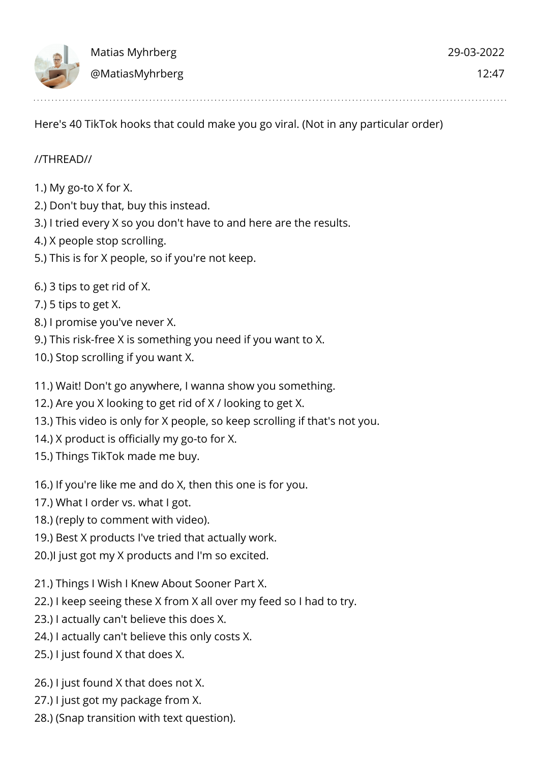Matias Myhrberg
@MatiasMyhrberg

29-03-2022
12:47

Here's 40 TikTok hooks that could make you go viral. (Not in any particular order)

//THREAD//

1.) My go-to X for X.
2.) Don't buy that, buy this instead.
3.) I tried every X so you don't have to and here are the results.
4.) X people stop scrolling.
5.) This is for X people, so if you're not keep.

6.) 3 tips to get rid of X.
7.) 5 tips to get X.
8.) I promise you've never X.
9.) This risk-free X is something you need if you want to X.
10.) Stop scrolling if you want X.

11.) Wait! Don't go anywhere, I wanna show you something.
12.) Are you X looking to get rid of X / looking to get X.
13.) This video is only for X people, so keep scrolling if that's not you.
14.) X product is officially my go-to for X.
15.) Things TikTok made me buy.

16.) If you're like me and do X, then this one is for you.
17.) What I order vs. what I got.
18.) (reply to comment with video).
19.) Best X products I've tried that actually work.
20.)I just got my X products and I'm so excited.

21.) Things I Wish I Knew About Sooner Part X.
22.) I keep seeing these X from X all over my feed so I had to try.
23.) I actually can't believe this does X.
24.) I actually can't believe this only costs X.
25.) I just found X that does X.

26.) I just found X that does not X.
27.) I just got my package from X.
28.) (Snap transition with text question).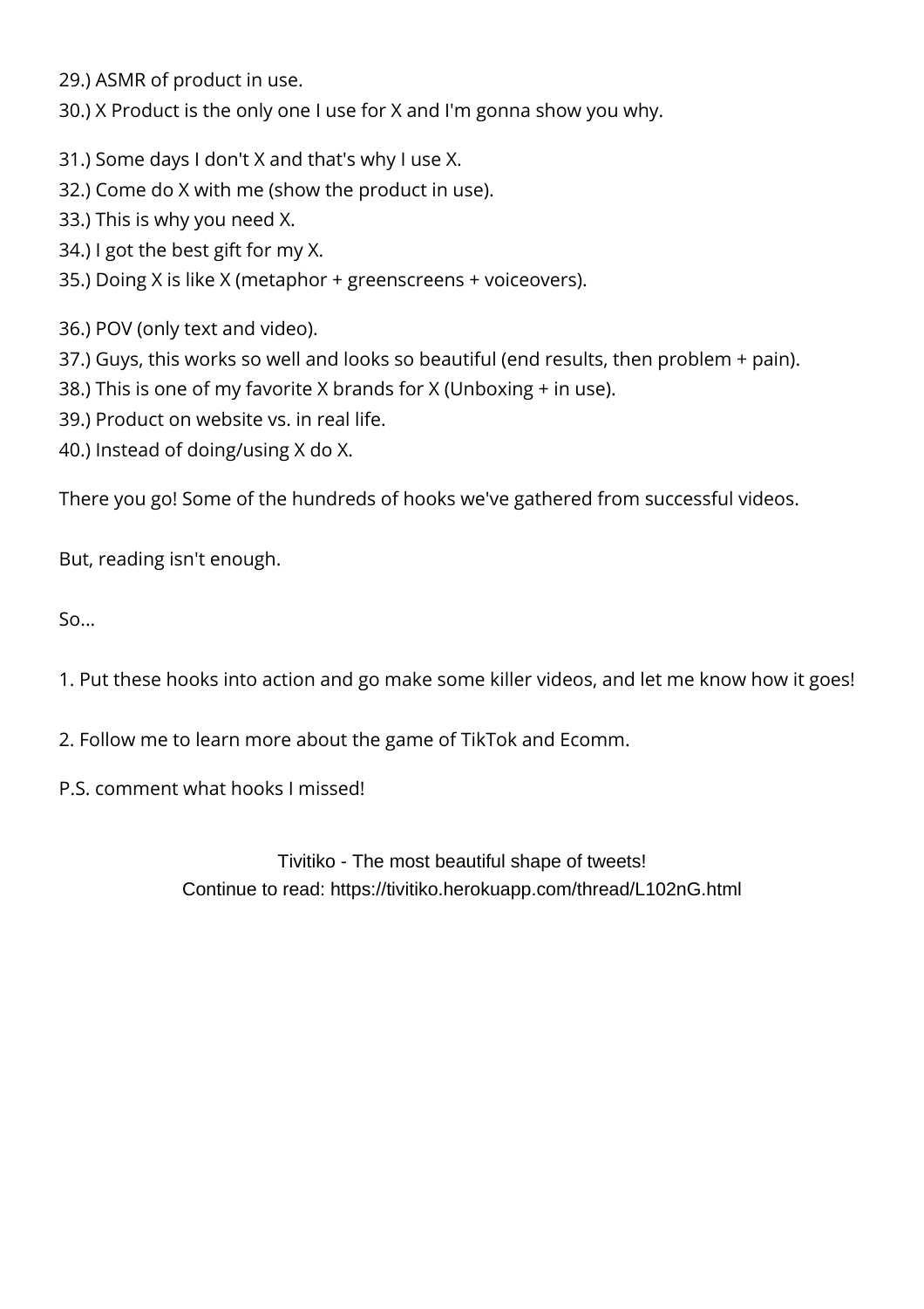29.) ASMR of product in use.

30.) X Product is the only one I use for X and I'm gonna show you why.

31.) Some days I don't X and that's why I use X.

32.) Come do X with me (show the product in use).

33.) This is why you need X.

34.) I got the best gift for my X.

35.) Doing X is like X (metaphor + greenscreens + voiceovers).

36.) POV (only text and video).

37.) Guys, this works so well and looks so beautiful (end results, then problem + pain).

38.) This is one of my favorite X brands for X (Unboxing + in use).

39.) Product on website vs. in real life.

40.) Instead of doing/using X do X.

There you go! Some of the hundreds of hooks we've gathered from successful videos.

But, reading isn't enough.

So...

1. Put these hooks into action and go make some killer videos, and let me know how it goes!

2. Follow me to learn more about the game of TikTok and Ecomm.

P.S. comment what hooks I missed!

Tivitiko - The most beautiful shape of tweets!
Continue to read: https://tivitiko.herokuapp.com/thread/L102nG.html